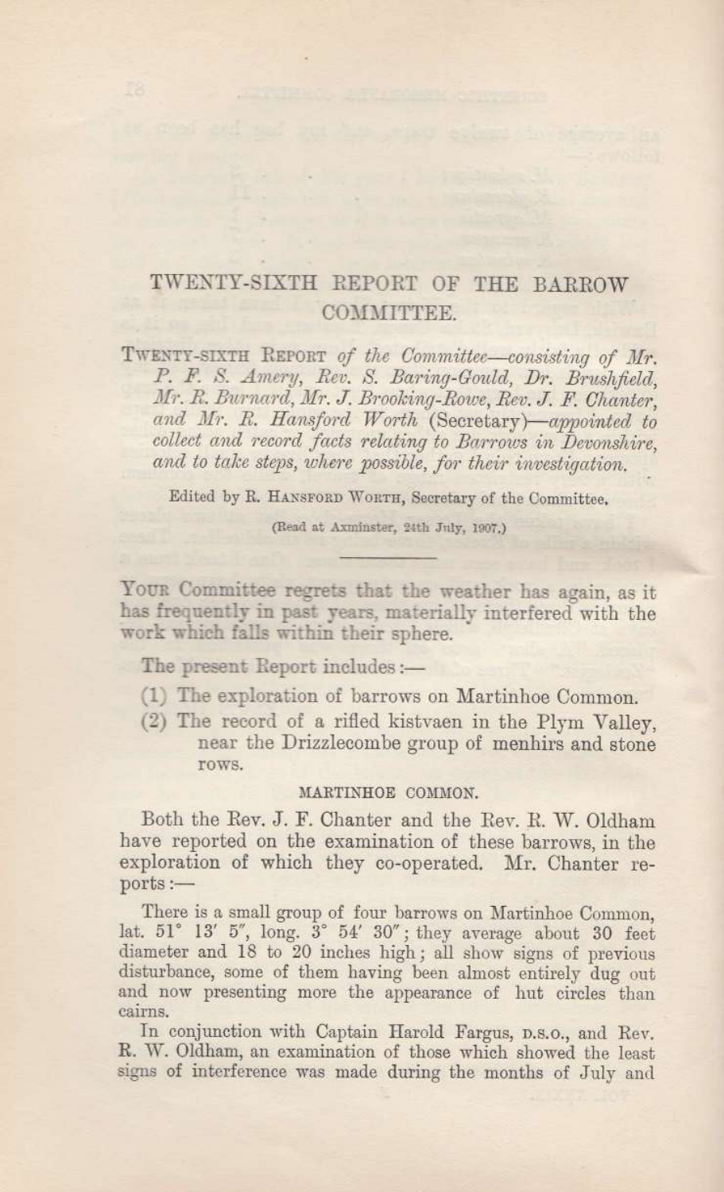# TWENTY-SIXTH REPORT OF THE BARROW COMMITTEE.

TWENTY-SIXTH REPORT *of the Committee—consisting of Mr. P. F. S. Amery, Rev. S. Baring-Gould, Dr. Brushfield, Mr. R. Burnard, Mr. J. Brooking-Rowe, Rev. J. F. Chanter, and Mr. R. Hansford Worth* (Secretary)—*appointed to collect and record facts relating to Barrows in Devonshire, and to take steps, where possible, for their investigation.*

Edited by R. HANSFORD WORTH, Secretary of the Committee.

(Read at Axminster, 24th July, 1907.)

---

YOUR Committee regrets that the weather has again, as it has frequently in past years, materially interfered with the work which falls within their sphere.

The present Report includes:—

(1) The exploration of barrows on Martinhoe Common.

(2) The record of a rifled kistvaen in the Plym Valley, near the Drizzlecombe group of menhirs and stone rows.

### MARTINHOE COMMON.

Both the Rev. J. F. Chanter and the Rev. R. W. Oldham have reported on the examination of these barrows, in the exploration of which they co-operated. Mr. Chanter reports:—

There is a small group of four barrows on Martinhoe Common, lat. 51° 13′ 5″, long. 3° 54′ 30″; they average about 30 feet diameter and 18 to 20 inches high; all show signs of previous disturbance, some of them having been almost entirely dug out and now presenting more the appearance of hut circles than cairns.

In conjunction with Captain Harold Fargus, D.S.O., and Rev. R. W. Oldham, an examination of those which showed the least signs of interference was made during the months of July and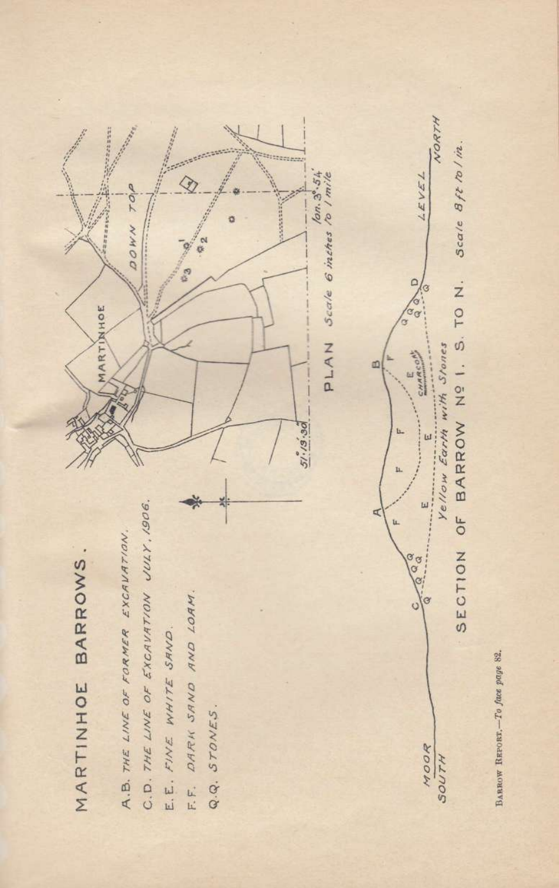# MARTINHOE BARROWS.

A.B. THE LINE OF FORMER EXCAVATION.

C.D. THE LINE OF EXCAVATION JULY, 1906.

E.E. FINE WHITE SAND.

F.F. DARK SAND AND LOAM.

Q.Q. STONES.

MARTINHOE

DOWN TOP

51°.13'.30'

lon. 3°.54'

PLAN Scale 6 inches to 1 mile

MOOR SOUTH

LEVEL NORTH

Yellow Earth with Stones

CHARCOAL

SECTION OF BARROW No. 1. S. TO N. Scale 8 ft to 1 in.

BARROW REPORT.—To face page 82.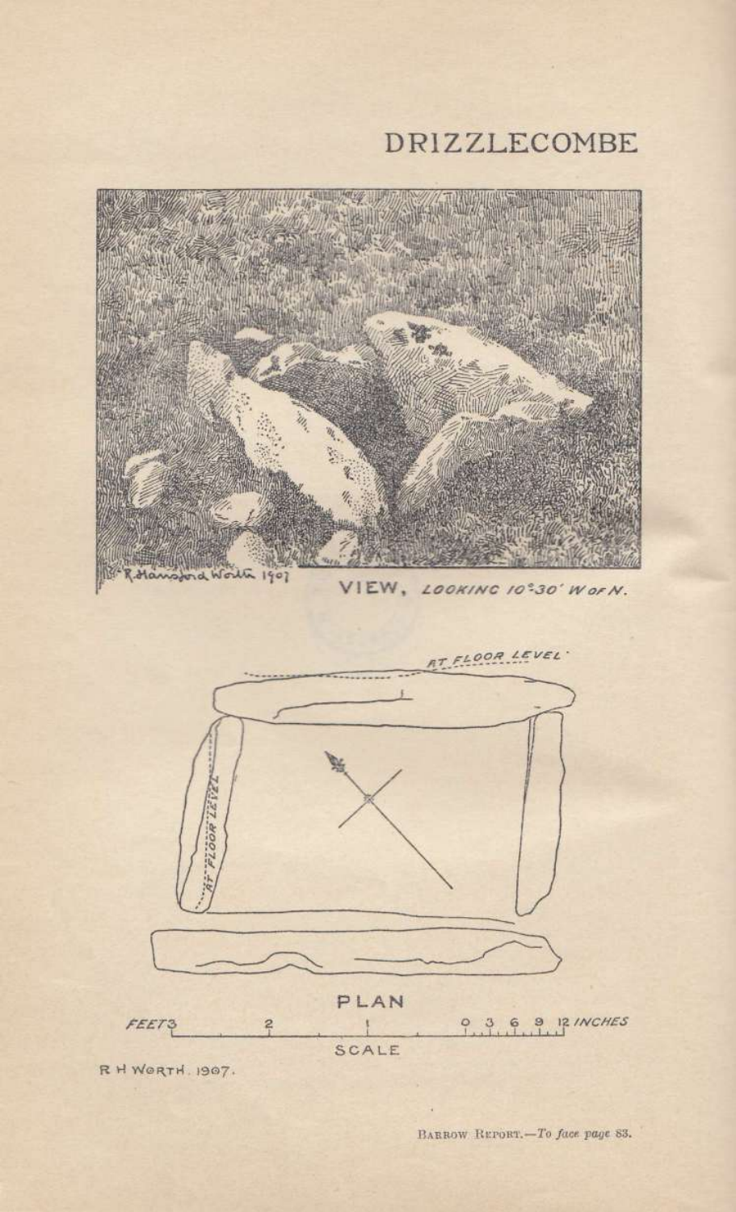# DRIZZLECOMBE

R. Hansford Worth 1907

VIEW, *LOOKING 10°30' W OF N.*

AT FLOOR LEVEL

AT FLOOR LEVEL

PLAN

FEET 3 2 1 0 3 6 9 12 INCHES

SCALE

R H WORTH. 1907.

BARROW REPORT.—*To face page 83.*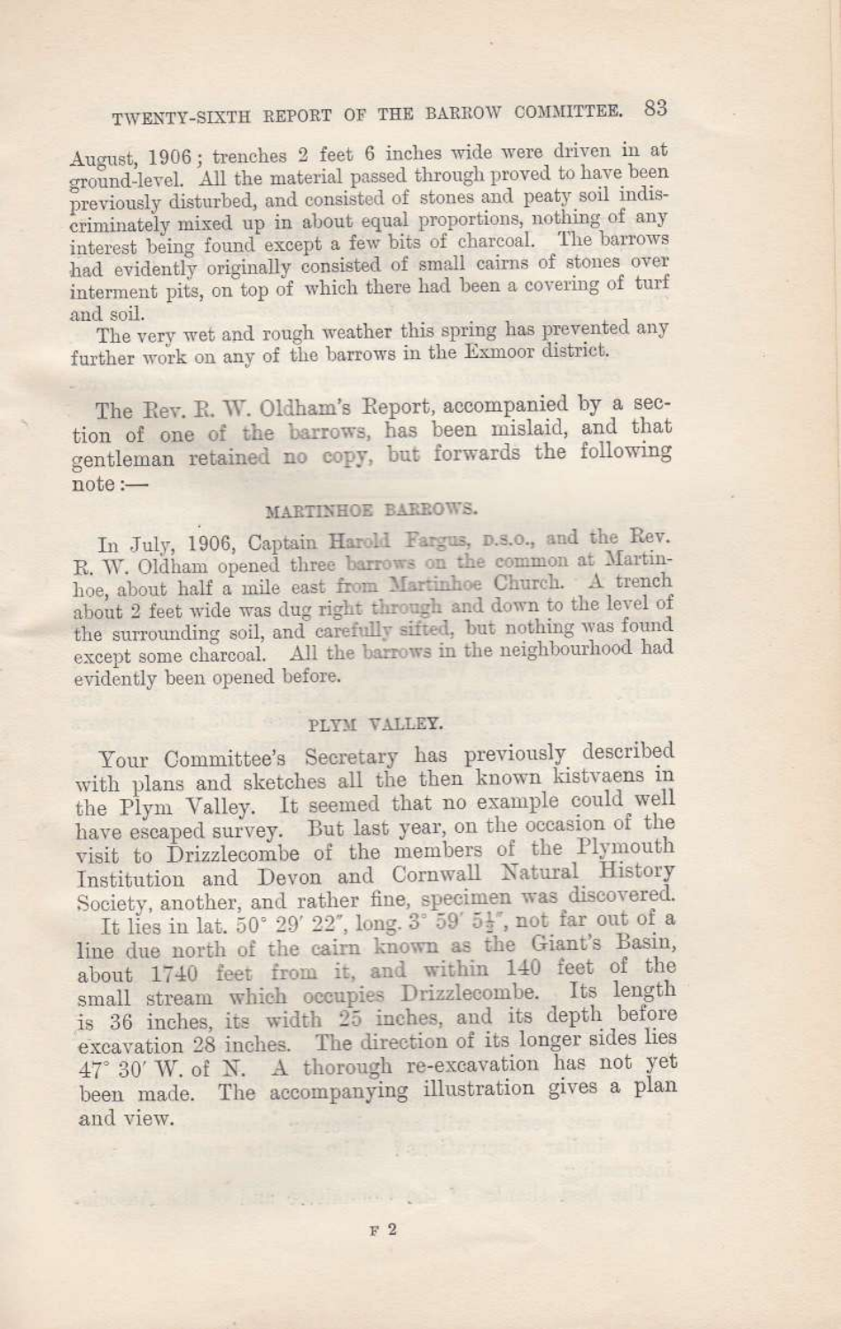August, 1906; trenches 2 feet 6 inches wide were driven in at ground-level. All the material passed through proved to have been previously disturbed, and consisted of stones and peaty soil indiscriminately mixed up in about equal proportions, nothing of any interest being found except a few bits of charcoal. The barrows had evidently originally consisted of small cairns of stones over interment pits, on top of which there had been a covering of turf and soil.

The very wet and rough weather this spring has prevented any further work on any of the barrows in the Exmoor district.

The Rev. R. W. Oldham's Report, accompanied by a section of one of the barrows, has been mislaid, and that gentleman retained no copy, but forwards the following note:—

### MARTINHOE BARROWS.

In July, 1906, Captain Harold Fargus, D.S.O., and the Rev. R. W. Oldham opened three barrows on the common at Martinhoe, about half a mile east from Martinhoe Church. A trench about 2 feet wide was dug right through and down to the level of the surrounding soil, and carefully sifted, but nothing was found except some charcoal. All the barrows in the neighbourhood had evidently been opened before.

### PLYM VALLEY.

Your Committee's Secretary has previously described with plans and sketches all the then known kistvaens in the Plym Valley. It seemed that no example could well have escaped survey. But last year, on the occasion of the visit to Drizzlecombe of the members of the Plymouth Institution and Devon and Cornwall Natural History Society, another, and rather fine, specimen was discovered.

It lies in lat. 50° 29′ 22″, long. 3° 59′ 5½″, not far out of a line due north of the cairn known as the Giant's Basin, about 1740 feet from it, and within 140 feet of the small stream which occupies Drizzlecombe. Its length is 36 inches, its width 25 inches, and its depth before excavation 28 inches. The direction of its longer sides lies 47° 30′ W. of N. A thorough re-excavation has not yet been made. The accompanying illustration gives a plan and view.